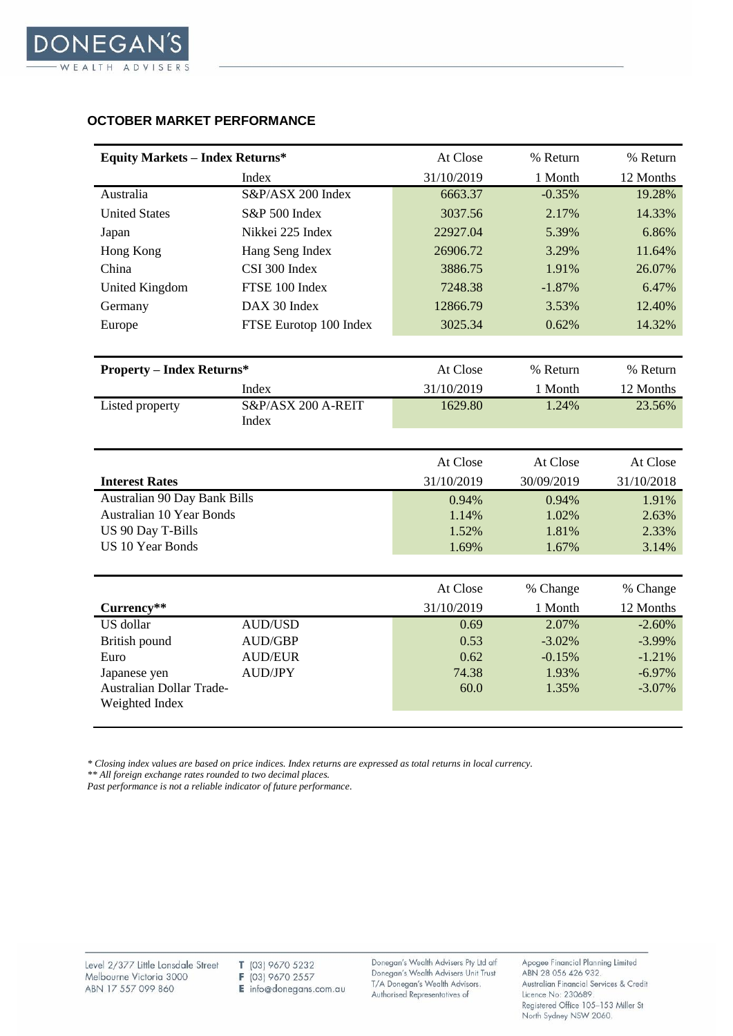## OCTOBER MARKET PERFORMANCE

| **Equity Markets – Index Returns*** | Index | At Close 31/10/2019 | % Return 1 Month | % Return 12 Months |
|---|---|---|---|---|
| Australia | S&P/ASX 200 Index | 6663.37 | -0.35% | 19.28% |
| United States | S&P 500 Index | 3037.56 | 2.17% | 14.33% |
| Japan | Nikkei 225 Index | 22927.04 | 5.39% | 6.86% |
| Hong Kong | Hang Seng Index | 26906.72 | 3.29% | 11.64% |
| China | CSI 300 Index | 3886.75 | 1.91% | 26.07% |
| United Kingdom | FTSE 100 Index | 7248.38 | -1.87% | 6.47% |
| Germany | DAX 30 Index | 12866.79 | 3.53% | 12.40% |
| Europe | FTSE Eurotop 100 Index | 3025.34 | 0.62% | 14.32% |

| **Property – Index Returns*** | Index | At Close 31/10/2019 | % Return 1 Month | % Return 12 Months |
|---|---|---|---|---|
| Listed property | S&P/ASX 200 A-REIT Index | 1629.80 | 1.24% | 23.56% |

| **Interest Rates** | At Close 31/10/2019 | At Close 30/09/2019 | At Close 31/10/2018 |
|---|---|---|---|
| Australian 90 Day Bank Bills | 0.94% | 0.94% | 1.91% |
| Australian 10 Year Bonds | 1.14% | 1.02% | 2.63% |
| US 90 Day T-Bills | 1.52% | 1.81% | 2.33% |
| US 10 Year Bonds | 1.69% | 1.67% | 3.14% |

| **Currency**** | | At Close 31/10/2019 | % Change 1 Month | % Change 12 Months |
|---|---|---|---|---|
| US dollar | AUD/USD | 0.69 | 2.07% | -2.60% |
| British pound | AUD/GBP | 0.53 | -3.02% | -3.99% |
| Euro | AUD/EUR | 0.62 | -0.15% | -1.21% |
| Japanese yen | AUD/JPY | 74.38 | 1.93% | -6.97% |
| Australian Dollar Trade-Weighted Index | | 60.0 | 1.35% | -3.07% |

*\* Closing index values are based on price indices. Index returns are expressed as total returns in local currency.*
*\*\* All foreign exchange rates rounded to two decimal places.*
*Past performance is not a reliable indicator of future performance.*

Level 2/377 Little Lonsdale Street
Melbourne Victoria 3000
ABN 17 557 099 860

T (03) 9670 5232
F (03) 9670 2557
E info@donegans.com.au

Donegan's Wealth Advisers Pty Ltd atf Donegan's Wealth Advisers Unit Trust T/A Donegan's Wealth Advisors. Authorised Representatives of

Apogee Financial Planning Limited
ABN 28 056 426 932.
Australian Financial Services & Credit Licence No: 230689.
Registered Office 105–153 Miller St North Sydney NSW 2060.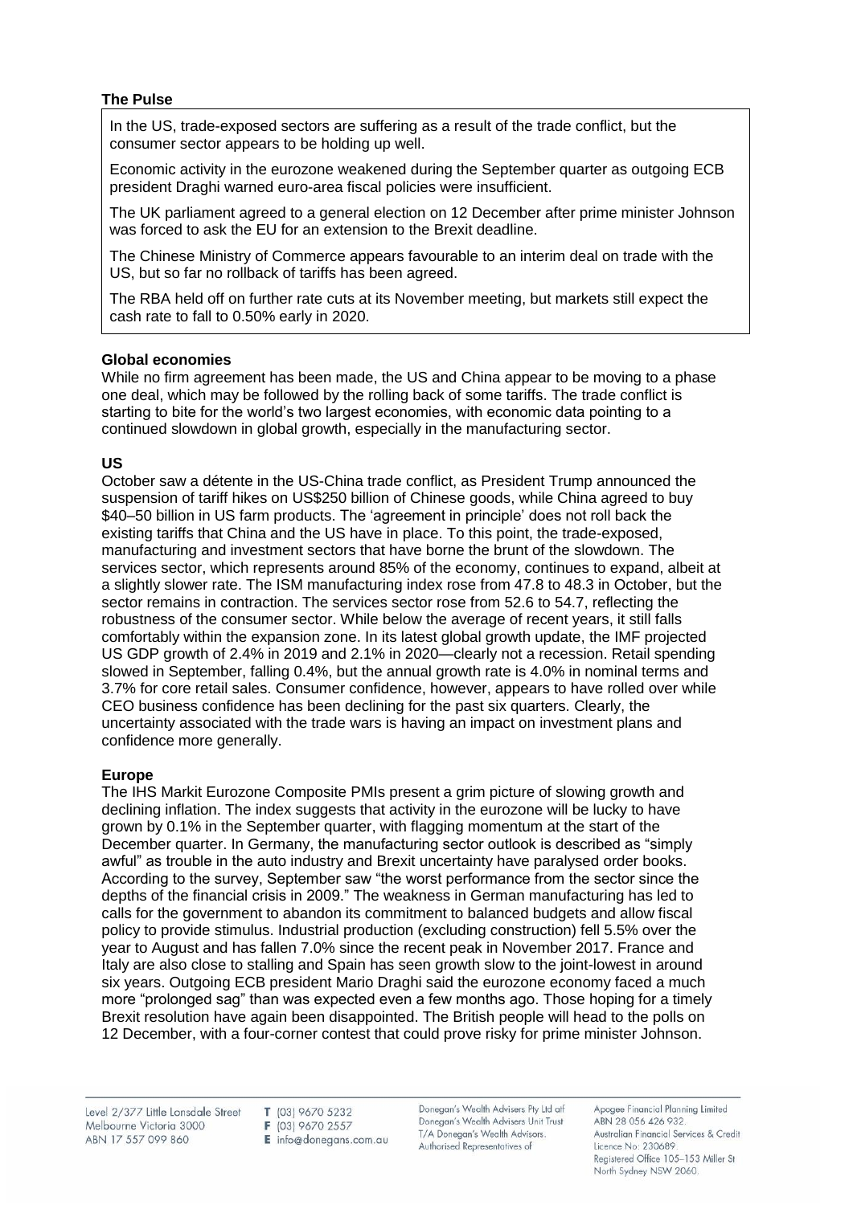### The Pulse

In the US, trade-exposed sectors are suffering as a result of the trade conflict, but the consumer sector appears to be holding up well.

Economic activity in the eurozone weakened during the September quarter as outgoing ECB president Draghi warned euro-area fiscal policies were insufficient.

The UK parliament agreed to a general election on 12 December after prime minister Johnson was forced to ask the EU for an extension to the Brexit deadline.

The Chinese Ministry of Commerce appears favourable to an interim deal on trade with the US, but so far no rollback of tariffs has been agreed.

The RBA held off on further rate cuts at its November meeting, but markets still expect the cash rate to fall to 0.50% early in 2020.

### Global economies

While no firm agreement has been made, the US and China appear to be moving to a phase one deal, which may be followed by the rolling back of some tariffs. The trade conflict is starting to bite for the world's two largest economies, with economic data pointing to a continued slowdown in global growth, especially in the manufacturing sector.

### US

October saw a détente in the US-China trade conflict, as President Trump announced the suspension of tariff hikes on US$250 billion of Chinese goods, while China agreed to buy $40–50 billion in US farm products. The 'agreement in principle' does not roll back the existing tariffs that China and the US have in place. To this point, the trade-exposed, manufacturing and investment sectors that have borne the brunt of the slowdown. The services sector, which represents around 85% of the economy, continues to expand, albeit at a slightly slower rate. The ISM manufacturing index rose from 47.8 to 48.3 in October, but the sector remains in contraction. The services sector rose from 52.6 to 54.7, reflecting the robustness of the consumer sector. While below the average of recent years, it still falls comfortably within the expansion zone. In its latest global growth update, the IMF projected US GDP growth of 2.4% in 2019 and 2.1% in 2020—clearly not a recession. Retail spending slowed in September, falling 0.4%, but the annual growth rate is 4.0% in nominal terms and 3.7% for core retail sales. Consumer confidence, however, appears to have rolled over while CEO business confidence has been declining for the past six quarters. Clearly, the uncertainty associated with the trade wars is having an impact on investment plans and confidence more generally.

### Europe

The IHS Markit Eurozone Composite PMIs present a grim picture of slowing growth and declining inflation. The index suggests that activity in the eurozone will be lucky to have grown by 0.1% in the September quarter, with flagging momentum at the start of the December quarter. In Germany, the manufacturing sector outlook is described as "simply awful" as trouble in the auto industry and Brexit uncertainty have paralysed order books. According to the survey, September saw "the worst performance from the sector since the depths of the financial crisis in 2009." The weakness in German manufacturing has led to calls for the government to abandon its commitment to balanced budgets and allow fiscal policy to provide stimulus. Industrial production (excluding construction) fell 5.5% over the year to August and has fallen 7.0% since the recent peak in November 2017. France and Italy are also close to stalling and Spain has seen growth slow to the joint-lowest in around six years. Outgoing ECB president Mario Draghi said the eurozone economy faced a much more "prolonged sag" than was expected even a few months ago. Those hoping for a timely Brexit resolution have again been disappointed. The British people will head to the polls on 12 December, with a four-corner contest that could prove risky for prime minister Johnson.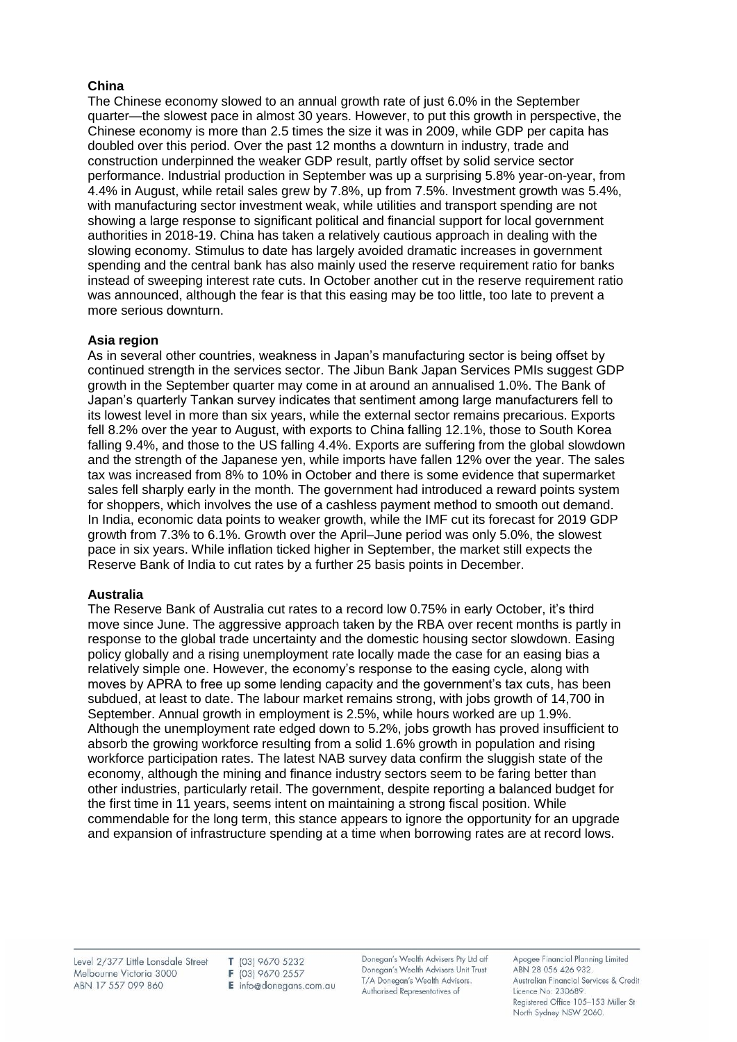**China**

The Chinese economy slowed to an annual growth rate of just 6.0% in the September quarter—the slowest pace in almost 30 years. However, to put this growth in perspective, the Chinese economy is more than 2.5 times the size it was in 2009, while GDP per capita has doubled over this period. Over the past 12 months a downturn in industry, trade and construction underpinned the weaker GDP result, partly offset by solid service sector performance. Industrial production in September was up a surprising 5.8% year-on-year, from 4.4% in August, while retail sales grew by 7.8%, up from 7.5%. Investment growth was 5.4%, with manufacturing sector investment weak, while utilities and transport spending are not showing a large response to significant political and financial support for local government authorities in 2018-19. China has taken a relatively cautious approach in dealing with the slowing economy. Stimulus to date has largely avoided dramatic increases in government spending and the central bank has also mainly used the reserve requirement ratio for banks instead of sweeping interest rate cuts. In October another cut in the reserve requirement ratio was announced, although the fear is that this easing may be too little, too late to prevent a more serious downturn.

**Asia region**

As in several other countries, weakness in Japan's manufacturing sector is being offset by continued strength in the services sector. The Jibun Bank Japan Services PMIs suggest GDP growth in the September quarter may come in at around an annualised 1.0%. The Bank of Japan's quarterly Tankan survey indicates that sentiment among large manufacturers fell to its lowest level in more than six years, while the external sector remains precarious. Exports fell 8.2% over the year to August, with exports to China falling 12.1%, those to South Korea falling 9.4%, and those to the US falling 4.4%. Exports are suffering from the global slowdown and the strength of the Japanese yen, while imports have fallen 12% over the year. The sales tax was increased from 8% to 10% in October and there is some evidence that supermarket sales fell sharply early in the month. The government had introduced a reward points system for shoppers, which involves the use of a cashless payment method to smooth out demand. In India, economic data points to weaker growth, while the IMF cut its forecast for 2019 GDP growth from 7.3% to 6.1%. Growth over the April–June period was only 5.0%, the slowest pace in six years. While inflation ticked higher in September, the market still expects the Reserve Bank of India to cut rates by a further 25 basis points in December.

**Australia**

The Reserve Bank of Australia cut rates to a record low 0.75% in early October, it's third move since June. The aggressive approach taken by the RBA over recent months is partly in response to the global trade uncertainty and the domestic housing sector slowdown. Easing policy globally and a rising unemployment rate locally made the case for an easing bias a relatively simple one. However, the economy's response to the easing cycle, along with moves by APRA to free up some lending capacity and the government's tax cuts, has been subdued, at least to date. The labour market remains strong, with jobs growth of 14,700 in September. Annual growth in employment is 2.5%, while hours worked are up 1.9%. Although the unemployment rate edged down to 5.2%, jobs growth has proved insufficient to absorb the growing workforce resulting from a solid 1.6% growth in population and rising workforce participation rates. The latest NAB survey data confirm the sluggish state of the economy, although the mining and finance industry sectors seem to be faring better than other industries, particularly retail. The government, despite reporting a balanced budget for the first time in 11 years, seems intent on maintaining a strong fiscal position. While commendable for the long term, this stance appears to ignore the opportunity for an upgrade and expansion of infrastructure spending at a time when borrowing rates are at record lows.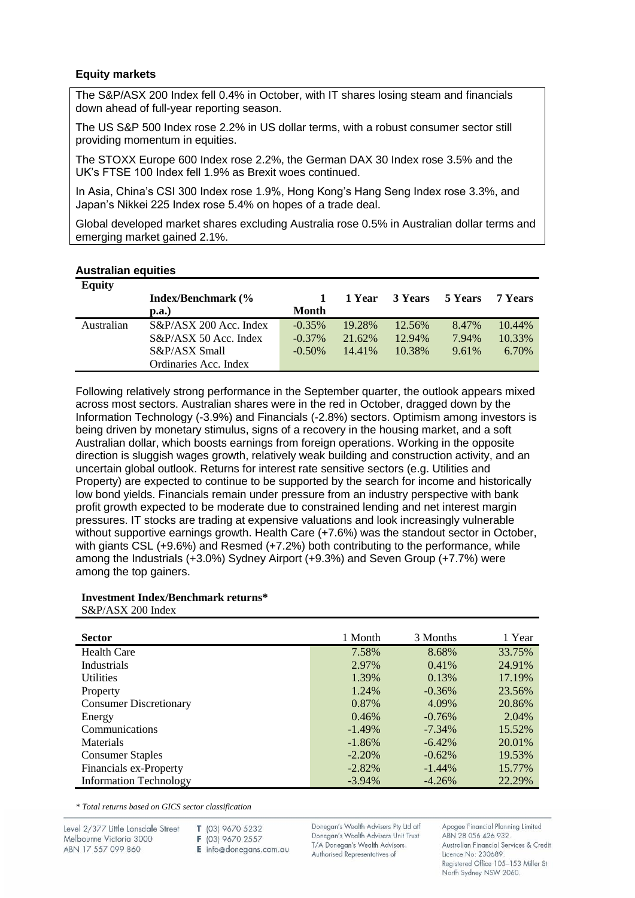### Equity markets

The S&P/ASX 200 Index fell 0.4% in October, with IT shares losing steam and financials down ahead of full-year reporting season.

The US S&P 500 Index rose 2.2% in US dollar terms, with a robust consumer sector still providing momentum in equities.

The STOXX Europe 600 Index rose 2.2%, the German DAX 30 Index rose 3.5% and the UK's FTSE 100 Index fell 1.9% as Brexit woes continued.

In Asia, China's CSI 300 Index rose 1.9%, Hong Kong's Hang Seng Index rose 3.3%, and Japan's Nikkei 225 Index rose 5.4% on hopes of a trade deal.

Global developed market shares excluding Australia rose 0.5% in Australian dollar terms and emerging market gained 2.1%.

### Australian equities

| Equity | Index/Benchmark (% p.a.) | 1 Month | 1 Year | 3 Years | 5 Years | 7 Years |
|---|---|---|---|---|---|---|
| Australian | S&P/ASX 200 Acc. Index | -0.35% | 19.28% | 12.56% | 8.47% | 10.44% |
| | S&P/ASX 50 Acc. Index | -0.37% | 21.62% | 12.94% | 7.94% | 10.33% |
| | S&P/ASX Small Ordinaries Acc. Index | -0.50% | 14.41% | 10.38% | 9.61% | 6.70% |

Following relatively strong performance in the September quarter, the outlook appears mixed across most sectors. Australian shares were in the red in October, dragged down by the Information Technology (-3.9%) and Financials (-2.8%) sectors. Optimism among investors is being driven by monetary stimulus, signs of a recovery in the housing market, and a soft Australian dollar, which boosts earnings from foreign operations. Working in the opposite direction is sluggish wages growth, relatively weak building and construction activity, and an uncertain global outlook. Returns for interest rate sensitive sectors (e.g. Utilities and Property) are expected to continue to be supported by the search for income and historically low bond yields. Financials remain under pressure from an industry perspective with bank profit growth expected to be moderate due to constrained lending and net interest margin pressures. IT stocks are trading at expensive valuations and look increasingly vulnerable without supportive earnings growth. Health Care (+7.6%) was the standout sector in October, with giants CSL (+9.6%) and Resmed (+7.2%) both contributing to the performance, while among the Industrials (+3.0%) Sydney Airport (+9.3%) and Seven Group (+7.7%) were among the top gainers.

**Investment Index/Benchmark returns***

S&P/ASX 200 Index

| Sector | 1 Month | 3 Months | 1 Year |
|---|---|---|---|
| Health Care | 7.58% | 8.68% | 33.75% |
| Industrials | 2.97% | 0.41% | 24.91% |
| Utilities | 1.39% | 0.13% | 17.19% |
| Property | 1.24% | -0.36% | 23.56% |
| Consumer Discretionary | 0.87% | 4.09% | 20.86% |
| Energy | 0.46% | -0.76% | 2.04% |
| Communications | -1.49% | -7.34% | 15.52% |
| Materials | -1.86% | -6.42% | 20.01% |
| Consumer Staples | -2.20% | -0.62% | 19.53% |
| Financials ex-Property | -2.82% | -1.44% | 15.77% |
| Information Technology | -3.94% | -4.26% | 22.29% |

*\* Total returns based on GICS sector classification*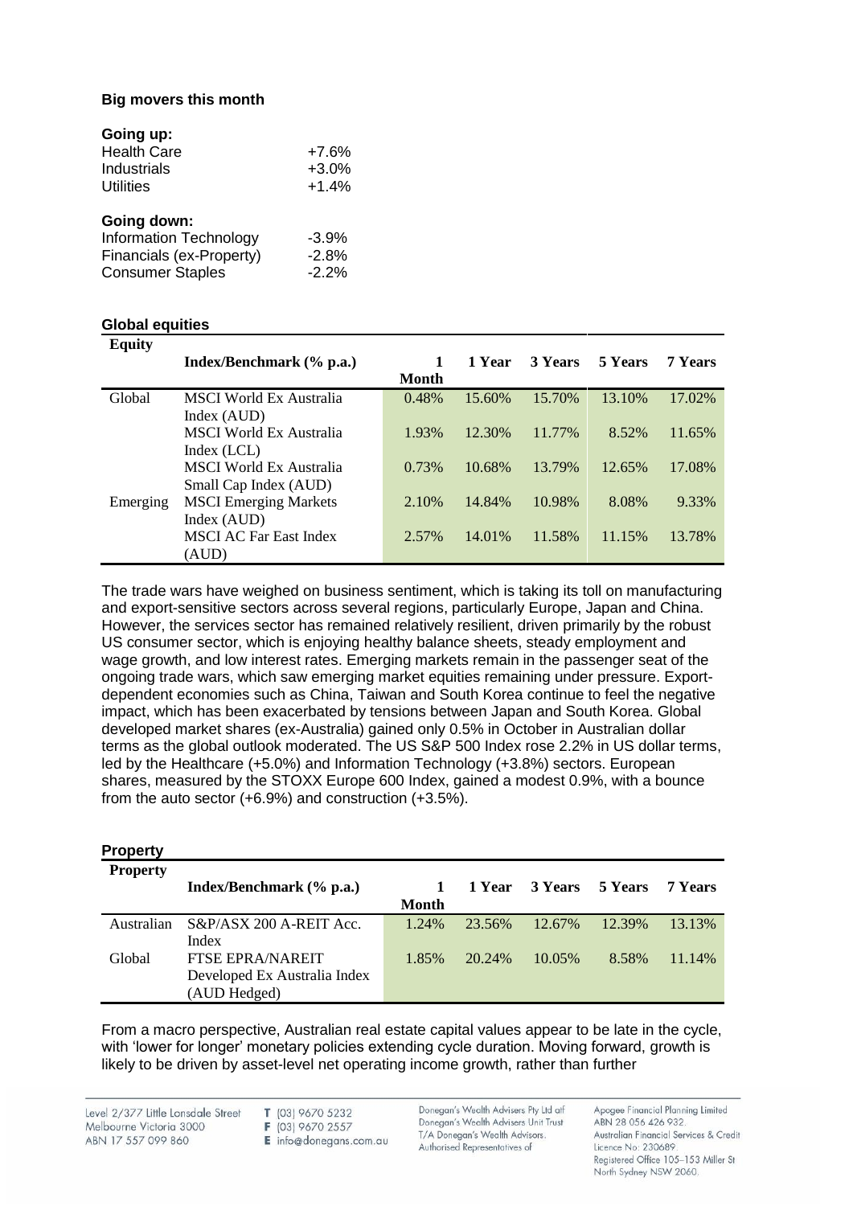**Big movers this month**

**Going up:**

| | |
|---|---|
| Health Care | +7.6% |
| Industrials | +3.0% |
| Utilities | +1.4% |

**Going down:**

| | |
|---|---|
| Information Technology | -3.9% |
| Financials (ex-Property) | -2.8% |
| Consumer Staples | -2.2% |

**Global equities**

| Equity | Index/Benchmark (% p.a.) | 1 Month | 1 Year | 3 Years | 5 Years | 7 Years |
|---|---|---|---|---|---|---|
| Global | MSCI World Ex Australia Index (AUD) | 0.48% | 15.60% | 15.70% | 13.10% | 17.02% |
| | MSCI World Ex Australia Index (LCL) | 1.93% | 12.30% | 11.77% | 8.52% | 11.65% |
| | MSCI World Ex Australia Small Cap Index (AUD) | 0.73% | 10.68% | 13.79% | 12.65% | 17.08% |
| Emerging | MSCI Emerging Markets Index (AUD) | 2.10% | 14.84% | 10.98% | 8.08% | 9.33% |
| | MSCI AC Far East Index (AUD) | 2.57% | 14.01% | 11.58% | 11.15% | 13.78% |

The trade wars have weighed on business sentiment, which is taking its toll on manufacturing and export-sensitive sectors across several regions, particularly Europe, Japan and China. However, the services sector has remained relatively resilient, driven primarily by the robust US consumer sector, which is enjoying healthy balance sheets, steady employment and wage growth, and low interest rates. Emerging markets remain in the passenger seat of the ongoing trade wars, which saw emerging market equities remaining under pressure. Export-dependent economies such as China, Taiwan and South Korea continue to feel the negative impact, which has been exacerbated by tensions between Japan and South Korea. Global developed market shares (ex-Australia) gained only 0.5% in October in Australian dollar terms as the global outlook moderated. The US S&P 500 Index rose 2.2% in US dollar terms, led by the Healthcare (+5.0%) and Information Technology (+3.8%) sectors. European shares, measured by the STOXX Europe 600 Index, gained a modest 0.9%, with a bounce from the auto sector (+6.9%) and construction (+3.5%).

**Property**

| Property | Index/Benchmark (% p.a.) | 1 Month | 1 Year | 3 Years | 5 Years | 7 Years |
|---|---|---|---|---|---|---|
| Australian | S&P/ASX 200 A-REIT Acc. Index | 1.24% | 23.56% | 12.67% | 12.39% | 13.13% |
| Global | FTSE EPRA/NAREIT Developed Ex Australia Index (AUD Hedged) | 1.85% | 20.24% | 10.05% | 8.58% | 11.14% |

From a macro perspective, Australian real estate capital values appear to be late in the cycle, with 'lower for longer' monetary policies extending cycle duration. Moving forward, growth is likely to be driven by asset-level net operating income growth, rather than further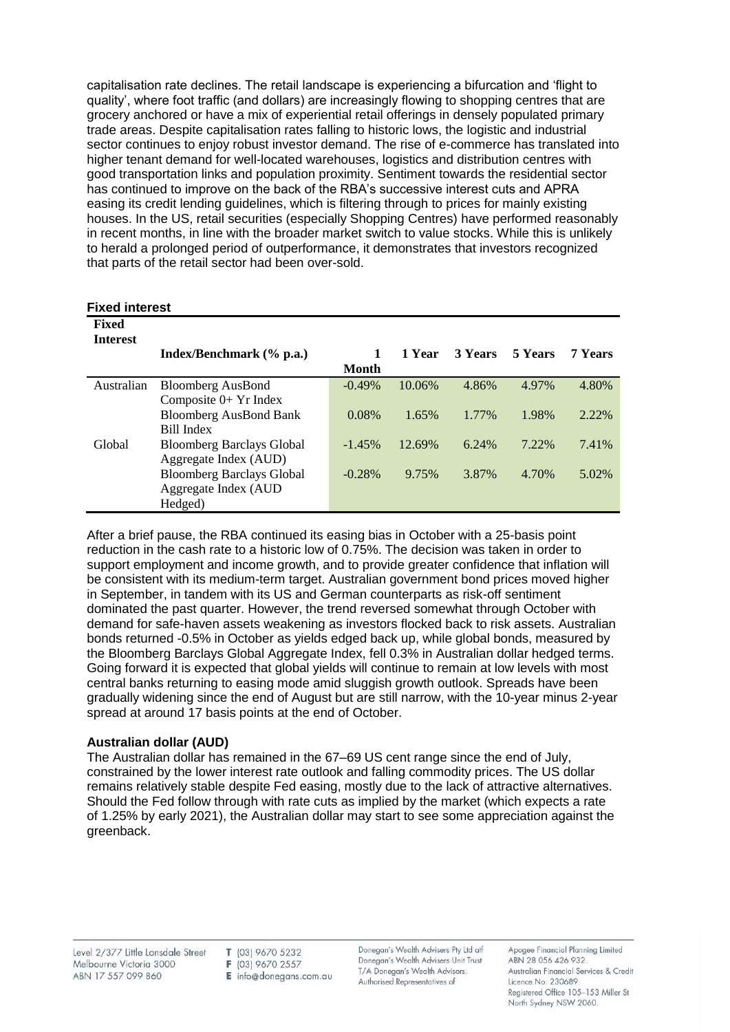capitalisation rate declines. The retail landscape is experiencing a bifurcation and 'flight to quality', where foot traffic (and dollars) are increasingly flowing to shopping centres that are grocery anchored or have a mix of experiential retail offerings in densely populated primary trade areas. Despite capitalisation rates falling to historic lows, the logistic and industrial sector continues to enjoy robust investor demand. The rise of e-commerce has translated into higher tenant demand for well-located warehouses, logistics and distribution centres with good transportation links and population proximity. Sentiment towards the residential sector has continued to improve on the back of the RBA's successive interest cuts and APRA easing its credit lending guidelines, which is filtering through to prices for mainly existing houses. In the US, retail securities (especially Shopping Centres) have performed reasonably in recent months, in line with the broader market switch to value stocks. While this is unlikely to herald a prolonged period of outperformance, it demonstrates that investors recognized that parts of the retail sector had been over-sold.

### Fixed interest

| Fixed Interest | Index/Benchmark (% p.a.) | 1 Month | 1 Year | 3 Years | 5 Years | 7 Years |
|---|---|---|---|---|---|---|
| Australian | Bloomberg AusBond Composite 0+ Yr Index | -0.49% | 10.06% | 4.86% | 4.97% | 4.80% |
| | Bloomberg AusBond Bank Bill Index | 0.08% | 1.65% | 1.77% | 1.98% | 2.22% |
| Global | Bloomberg Barclays Global Aggregate Index (AUD) | -1.45% | 12.69% | 6.24% | 7.22% | 7.41% |
| | Bloomberg Barclays Global Aggregate Index (AUD Hedged) | -0.28% | 9.75% | 3.87% | 4.70% | 5.02% |

After a brief pause, the RBA continued its easing bias in October with a 25-basis point reduction in the cash rate to a historic low of 0.75%. The decision was taken in order to support employment and income growth, and to provide greater confidence that inflation will be consistent with its medium-term target. Australian government bond prices moved higher in September, in tandem with its US and German counterparts as risk-off sentiment dominated the past quarter. However, the trend reversed somewhat through October with demand for safe-haven assets weakening as investors flocked back to risk assets. Australian bonds returned -0.5% in October as yields edged back up, while global bonds, measured by the Bloomberg Barclays Global Aggregate Index, fell 0.3% in Australian dollar hedged terms. Going forward it is expected that global yields will continue to remain at low levels with most central banks returning to easing mode amid sluggish growth outlook. Spreads have been gradually widening since the end of August but are still narrow, with the 10-year minus 2-year spread at around 17 basis points at the end of October.

### Australian dollar (AUD)

The Australian dollar has remained in the 67–69 US cent range since the end of July, constrained by the lower interest rate outlook and falling commodity prices. The US dollar remains relatively stable despite Fed easing, mostly due to the lack of attractive alternatives. Should the Fed follow through with rate cuts as implied by the market (which expects a rate of 1.25% by early 2021), the Australian dollar may start to see some appreciation against the greenback.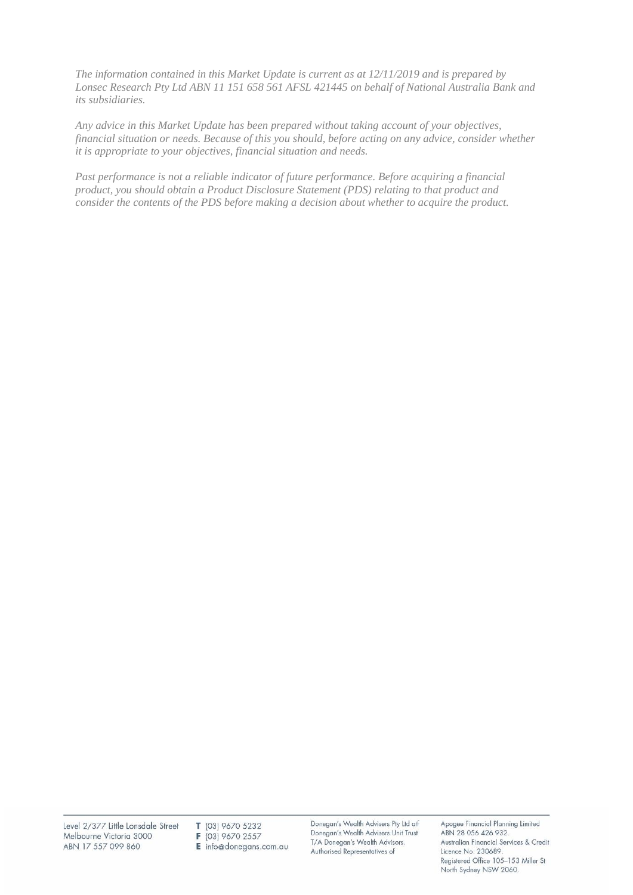*The information contained in this Market Update is current as at 12/11/2019 and is prepared by Lonsec Research Pty Ltd ABN 11 151 658 561 AFSL 421445 on behalf of National Australia Bank and its subsidiaries.*

*Any advice in this Market Update has been prepared without taking account of your objectives, financial situation or needs. Because of this you should, before acting on any advice, consider whether it is appropriate to your objectives, financial situation and needs.*

*Past performance is not a reliable indicator of future performance. Before acquiring a financial product, you should obtain a Product Disclosure Statement (PDS) relating to that product and consider the contents of the PDS before making a decision about whether to acquire the product.*